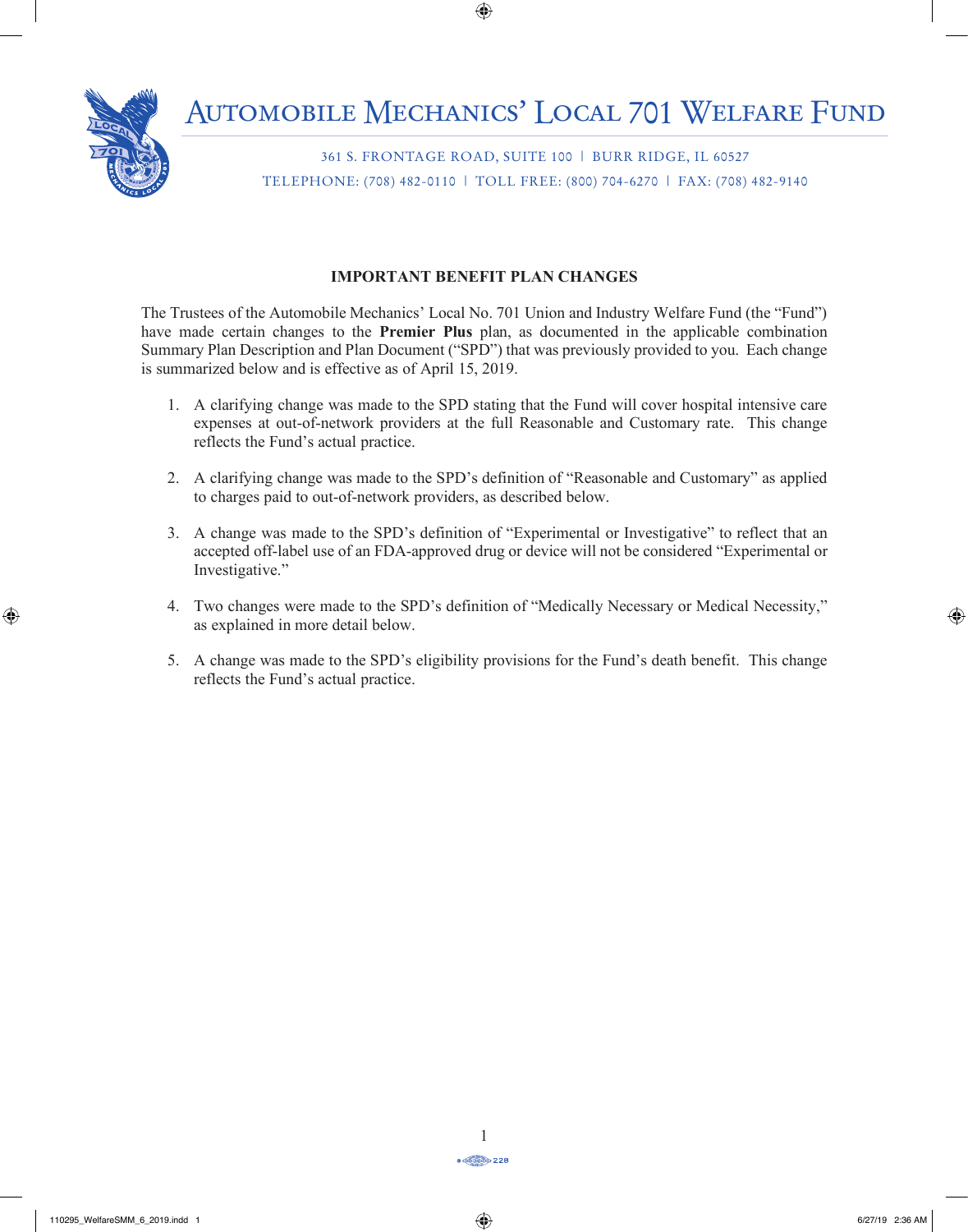# Automobile Mechanics' Local 701 Welfare Fund

361 S. Frontage Road, Suite 100 | Burr Ridge, IL 60527
Telephone: (708) 482-0110 | Toll Free: (800) 704-6270 | Fax: (708) 482-9140

## IMPORTANT BENEFIT PLAN CHANGES

The Trustees of the Automobile Mechanics' Local No. 701 Union and Industry Welfare Fund (the "Fund") have made certain changes to the **Premier Plus** plan, as documented in the applicable combination Summary Plan Description and Plan Document ("SPD") that was previously provided to you. Each change is summarized below and is effective as of April 15, 2019.

1. A clarifying change was made to the SPD stating that the Fund will cover hospital intensive care expenses at out-of-network providers at the full Reasonable and Customary rate. This change reflects the Fund's actual practice.

2. A clarifying change was made to the SPD's definition of "Reasonable and Customary" as applied to charges paid to out-of-network providers, as described below.

3. A change was made to the SPD's definition of "Experimental or Investigative" to reflect that an accepted off-label use of an FDA-approved drug or device will not be considered "Experimental or Investigative."

4. Two changes were made to the SPD's definition of "Medically Necessary or Medical Necessity," as explained in more detail below.

5. A change was made to the SPD's eligibility provisions for the Fund's death benefit. This change reflects the Fund's actual practice.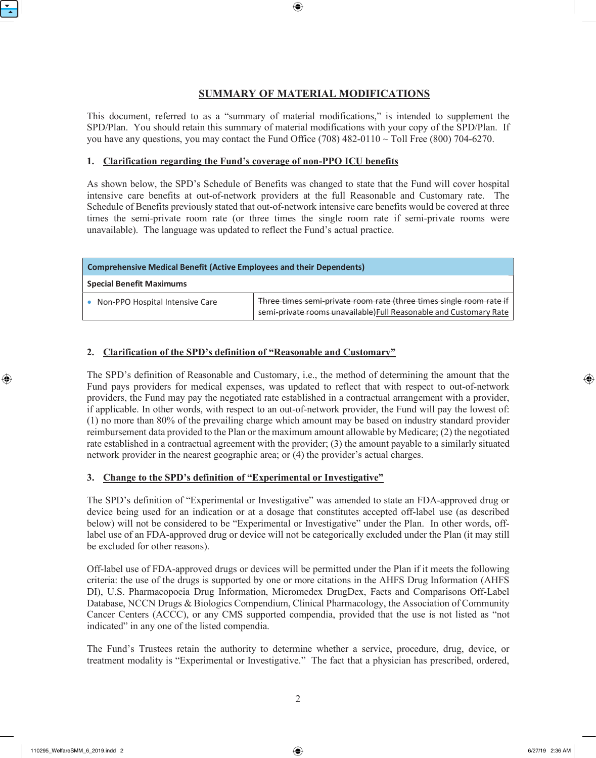## SUMMARY OF MATERIAL MODIFICATIONS

This document, referred to as a "summary of material modifications," is intended to supplement the SPD/Plan. You should retain this summary of material modifications with your copy of the SPD/Plan. If you have any questions, you may contact the Fund Office (708) 482-0110 ~ Toll Free (800) 704-6270.

### 1. Clarification regarding the Fund's coverage of non-PPO ICU benefits

As shown below, the SPD's Schedule of Benefits was changed to state that the Fund will cover hospital intensive care benefits at out-of-network providers at the full Reasonable and Customary rate. The Schedule of Benefits previously stated that out-of-network intensive care benefits would be covered at three times the semi-private room rate (or three times the single room rate if semi-private rooms were unavailable). The language was updated to reflect the Fund's actual practice.

| **Comprehensive Medical Benefit (Active Employees and their Dependents)** | |
|---|---|
| **Special Benefit Maximums** | |
| • Non-PPO Hospital Intensive Care | ~~Three times semi-private room rate (three times single room rate if semi-private rooms unavailable)~~Full Reasonable and Customary Rate |

### 2. Clarification of the SPD's definition of "Reasonable and Customary"

The SPD's definition of Reasonable and Customary, i.e., the method of determining the amount that the Fund pays providers for medical expenses, was updated to reflect that with respect to out-of-network providers, the Fund may pay the negotiated rate established in a contractual arrangement with a provider, if applicable. In other words, with respect to an out-of-network provider, the Fund will pay the lowest of: (1) no more than 80% of the prevailing charge which amount may be based on industry standard provider reimbursement data provided to the Plan or the maximum amount allowable by Medicare; (2) the negotiated rate established in a contractual agreement with the provider; (3) the amount payable to a similarly situated network provider in the nearest geographic area; or (4) the provider's actual charges.

### 3. Change to the SPD's definition of "Experimental or Investigative"

The SPD's definition of "Experimental or Investigative" was amended to state an FDA-approved drug or device being used for an indication or at a dosage that constitutes accepted off-label use (as described below) will not be considered to be "Experimental or Investigative" under the Plan. In other words, off-label use of an FDA-approved drug or device will not be categorically excluded under the Plan (it may still be excluded for other reasons).

Off-label use of FDA-approved drugs or devices will be permitted under the Plan if it meets the following criteria: the use of the drugs is supported by one or more citations in the AHFS Drug Information (AHFS DI), U.S. Pharmacopoeia Drug Information, Micromedex DrugDex, Facts and Comparisons Off-Label Database, NCCN Drugs & Biologics Compendium, Clinical Pharmacology, the Association of Community Cancer Centers (ACCC), or any CMS supported compendia, provided that the use is not listed as "not indicated" in any one of the listed compendia.

The Fund's Trustees retain the authority to determine whether a service, procedure, drug, device, or treatment modality is "Experimental or Investigative." The fact that a physician has prescribed, ordered,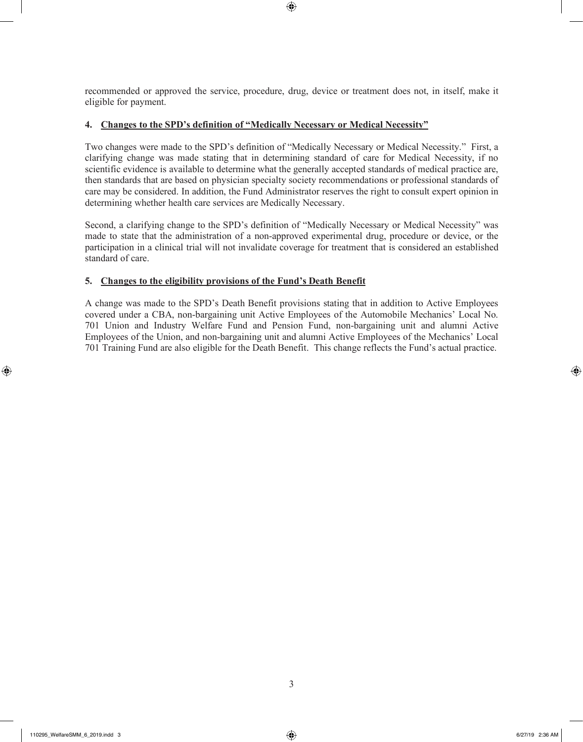recommended or approved the service, procedure, drug, device or treatment does not, in itself, make it eligible for payment.

**4. Changes to the SPD's definition of "Medically Necessary or Medical Necessity"**

Two changes were made to the SPD's definition of "Medically Necessary or Medical Necessity." First, a clarifying change was made stating that in determining standard of care for Medical Necessity, if no scientific evidence is available to determine what the generally accepted standards of medical practice are, then standards that are based on physician specialty society recommendations or professional standards of care may be considered. In addition, the Fund Administrator reserves the right to consult expert opinion in determining whether health care services are Medically Necessary.

Second, a clarifying change to the SPD's definition of "Medically Necessary or Medical Necessity" was made to state that the administration of a non-approved experimental drug, procedure or device, or the participation in a clinical trial will not invalidate coverage for treatment that is considered an established standard of care.

**5. Changes to the eligibility provisions of the Fund's Death Benefit**

A change was made to the SPD's Death Benefit provisions stating that in addition to Active Employees covered under a CBA, non-bargaining unit Active Employees of the Automobile Mechanics' Local No. 701 Union and Industry Welfare Fund and Pension Fund, non-bargaining unit and alumni Active Employees of the Union, and non-bargaining unit and alumni Active Employees of the Mechanics' Local 701 Training Fund are also eligible for the Death Benefit. This change reflects the Fund's actual practice.